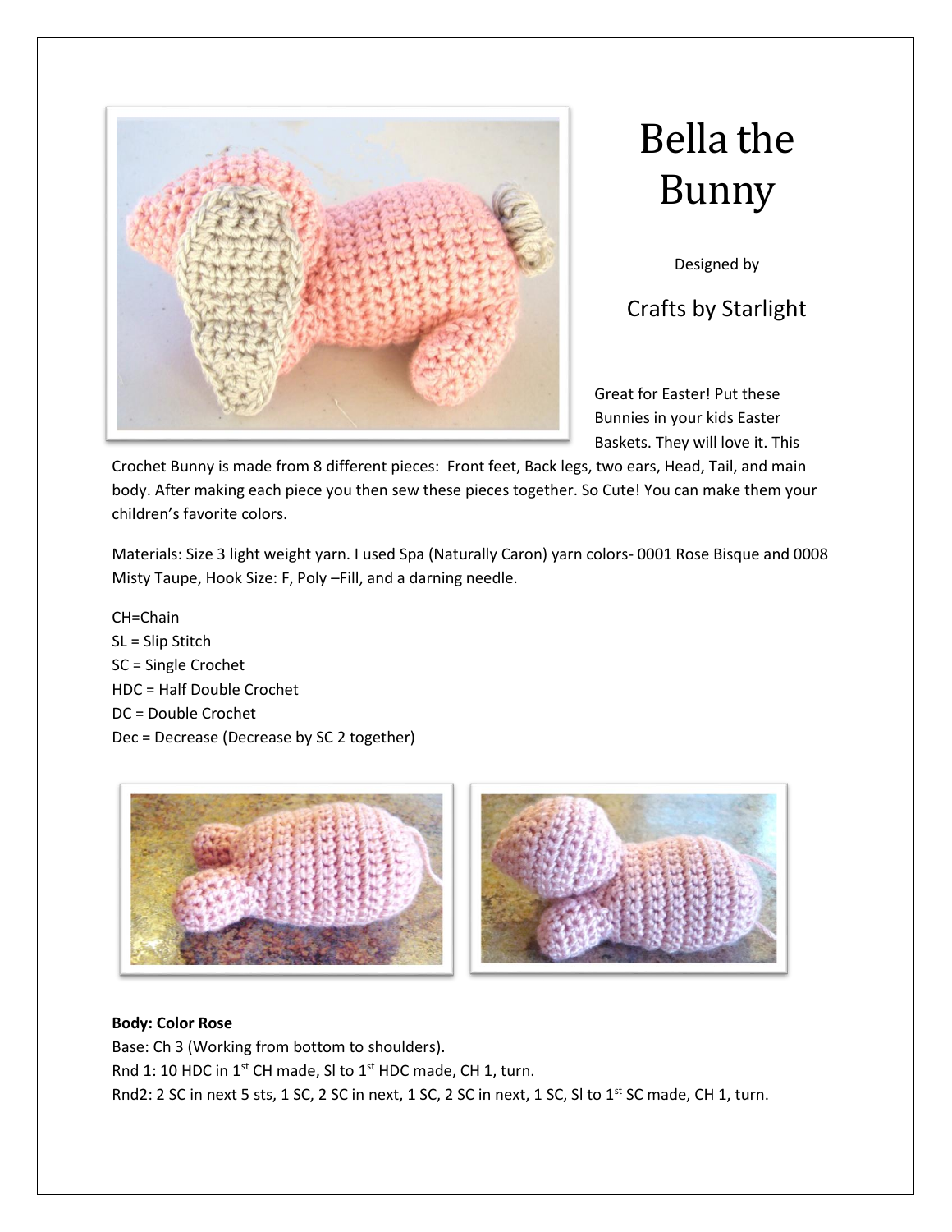# Bella the Bunny

Designed by

## Crafts by Starlight

Great for Easter! Put these Bunnies in your kids Easter Baskets. They will love it. This Crochet Bunny is made from 8 different pieces: Front feet, Back legs, two ears, Head, Tail, and main body. After making each piece you then sew these pieces together. So Cute! You can make them your children's favorite colors.

Materials: Size 3 light weight yarn. I used Spa (Naturally Caron) yarn colors- 0001 Rose Bisque and 0008 Misty Taupe, Hook Size: F, Poly –Fill, and a darning needle.

CH=Chain
SL = Slip Stitch
SC = Single Crochet
HDC = Half Double Crochet
DC = Double Crochet
Dec = Decrease (Decrease by SC 2 together)

**Body: Color Rose**

Base: Ch 3 (Working from bottom to shoulders).

Rnd 1: 10 HDC in 1st CH made, Sl to 1st HDC made, CH 1, turn.

Rnd2: 2 SC in next 5 sts, 1 SC, 2 SC in next, 1 SC, 2 SC in next, 1 SC, Sl to 1st SC made, CH 1, turn.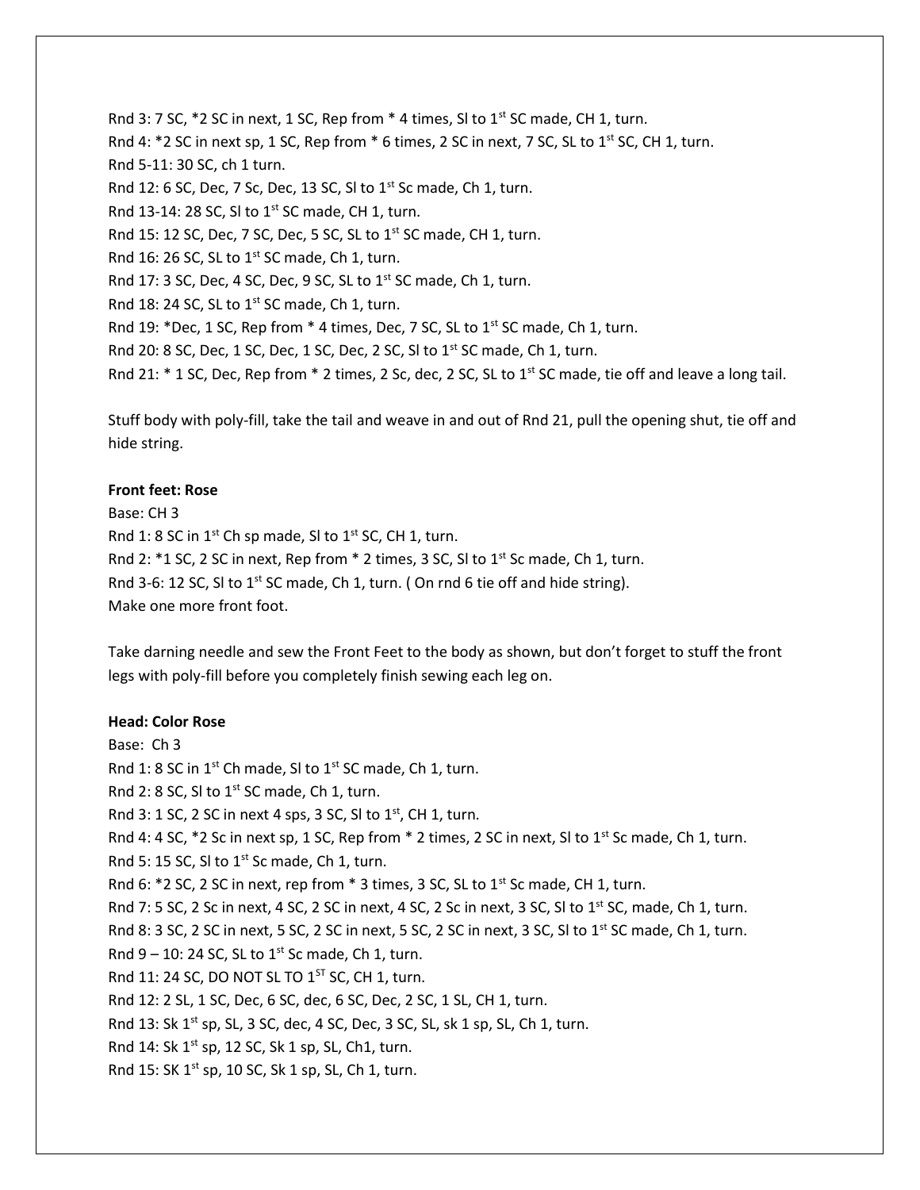Rnd 3: 7 SC, *2 SC in next, 1 SC, Rep from * 4 times, Sl to 1st SC made, CH 1, turn.
Rnd 4: *2 SC in next sp, 1 SC, Rep from * 6 times, 2 SC in next, 7 SC, SL to 1st SC, CH 1, turn.
Rnd 5-11: 30 SC, ch 1 turn.
Rnd 12: 6 SC, Dec, 7 Sc, Dec, 13 SC, Sl to 1st Sc made, Ch 1, turn.
Rnd 13-14: 28 SC, Sl to 1st SC made, CH 1, turn.
Rnd 15: 12 SC, Dec, 7 SC, Dec, 5 SC, SL to 1st SC made, CH 1, turn.
Rnd 16: 26 SC, SL to 1st SC made, Ch 1, turn.
Rnd 17: 3 SC, Dec, 4 SC, Dec, 9 SC, SL to 1st SC made, Ch 1, turn.
Rnd 18: 24 SC, SL to 1st SC made, Ch 1, turn.
Rnd 19: *Dec, 1 SC, Rep from * 4 times, Dec, 7 SC, SL to 1st SC made, Ch 1, turn.
Rnd 20: 8 SC, Dec, 1 SC, Dec, 1 SC, Dec, 2 SC, Sl to 1st SC made, Ch 1, turn.
Rnd 21: * 1 SC, Dec, Rep from * 2 times, 2 Sc, dec, 2 SC, SL to 1st SC made, tie off and leave a long tail.

Stuff body with poly-fill, take the tail and weave in and out of Rnd 21, pull the opening shut, tie off and hide string.

**Front feet: Rose**

Base: CH 3
Rnd 1: 8 SC in 1st Ch sp made, Sl to 1st SC, CH 1, turn.
Rnd 2: *1 SC, 2 SC in next, Rep from * 2 times, 3 SC, Sl to 1st Sc made, Ch 1, turn.
Rnd 3-6: 12 SC, Sl to 1st SC made, Ch 1, turn. ( On rnd 6 tie off and hide string).
Make one more front foot.

Take darning needle and sew the Front Feet to the body as shown, but don't forget to stuff the front legs with poly-fill before you completely finish sewing each leg on.

**Head: Color Rose**

Base: Ch 3
Rnd 1: 8 SC in 1st Ch made, Sl to 1st SC made, Ch 1, turn.
Rnd 2: 8 SC, Sl to 1st SC made, Ch 1, turn.
Rnd 3: 1 SC, 2 SC in next 4 sps, 3 SC, Sl to 1st, CH 1, turn.
Rnd 4: 4 SC, *2 Sc in next sp, 1 SC, Rep from * 2 times, 2 SC in next, Sl to 1st Sc made, Ch 1, turn.
Rnd 5: 15 SC, Sl to 1st Sc made, Ch 1, turn.
Rnd 6: *2 SC, 2 SC in next, rep from * 3 times, 3 SC, SL to 1st Sc made, CH 1, turn.
Rnd 7: 5 SC, 2 Sc in next, 4 SC, 2 SC in next, 4 SC, 2 Sc in next, 3 SC, Sl to 1st SC, made, Ch 1, turn.
Rnd 8: 3 SC, 2 SC in next, 5 SC, 2 SC in next, 5 SC, 2 SC in next, 3 SC, Sl to 1st SC made, Ch 1, turn.
Rnd 9 – 10: 24 SC, SL to 1st Sc made, Ch 1, turn.
Rnd 11: 24 SC, DO NOT SL TO 1ST SC, CH 1, turn.
Rnd 12: 2 SL, 1 SC, Dec, 6 SC, dec, 6 SC, Dec, 2 SC, 1 SL, CH 1, turn.
Rnd 13: Sk 1st sp, SL, 3 SC, dec, 4 SC, Dec, 3 SC, SL, sk 1 sp, SL, Ch 1, turn.
Rnd 14: Sk 1st sp, 12 SC, Sk 1 sp, SL, Ch1, turn.
Rnd 15: SK 1st sp, 10 SC, Sk 1 sp, SL, Ch 1, turn.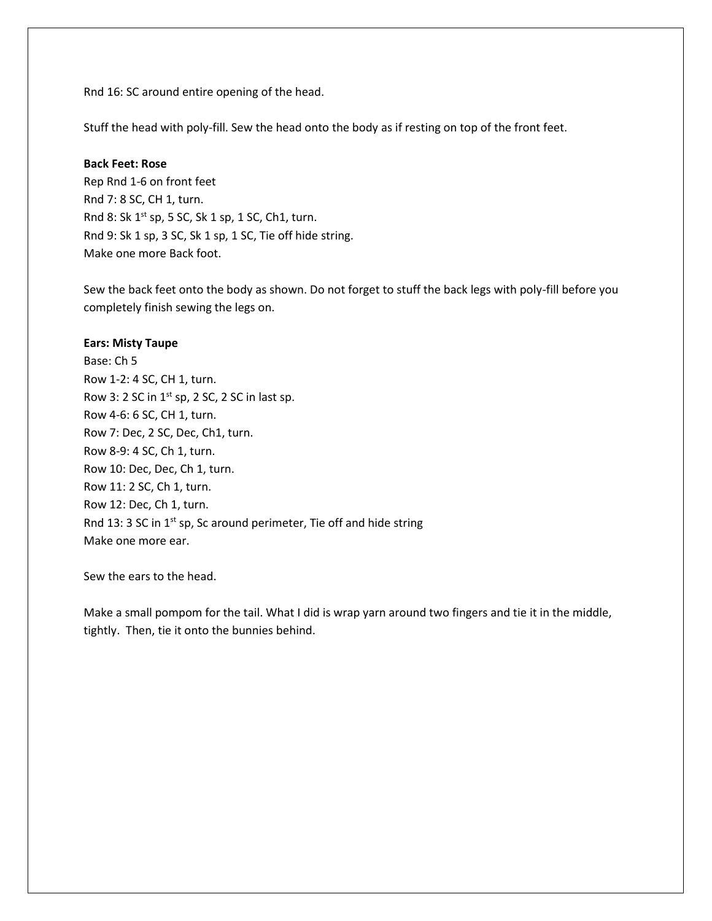Rnd 16: SC around entire opening of the head.

Stuff the head with poly-fill. Sew the head onto the body as if resting on top of the front feet.

**Back Feet: Rose**
Rep Rnd 1-6 on front feet
Rnd 7: 8 SC, CH 1, turn.
Rnd 8: Sk 1st sp, 5 SC, Sk 1 sp, 1 SC, Ch1, turn.
Rnd 9: Sk 1 sp, 3 SC, Sk 1 sp, 1 SC, Tie off hide string.
Make one more Back foot.

Sew the back feet onto the body as shown. Do not forget to stuff the back legs with poly-fill before you completely finish sewing the legs on.

**Ears: Misty Taupe**
Base: Ch 5
Row 1-2: 4 SC, CH 1, turn.
Row 3: 2 SC in 1st sp, 2 SC, 2 SC in last sp.
Row 4-6: 6 SC, CH 1, turn.
Row 7: Dec, 2 SC, Dec, Ch1, turn.
Row 8-9: 4 SC, Ch 1, turn.
Row 10: Dec, Dec, Ch 1, turn.
Row 11: 2 SC, Ch 1, turn.
Row 12: Dec, Ch 1, turn.
Rnd 13: 3 SC in 1st sp, Sc around perimeter, Tie off and hide string
Make one more ear.

Sew the ears to the head.

Make a small pompom for the tail. What I did is wrap yarn around two fingers and tie it in the middle, tightly. Then, tie it onto the bunnies behind.